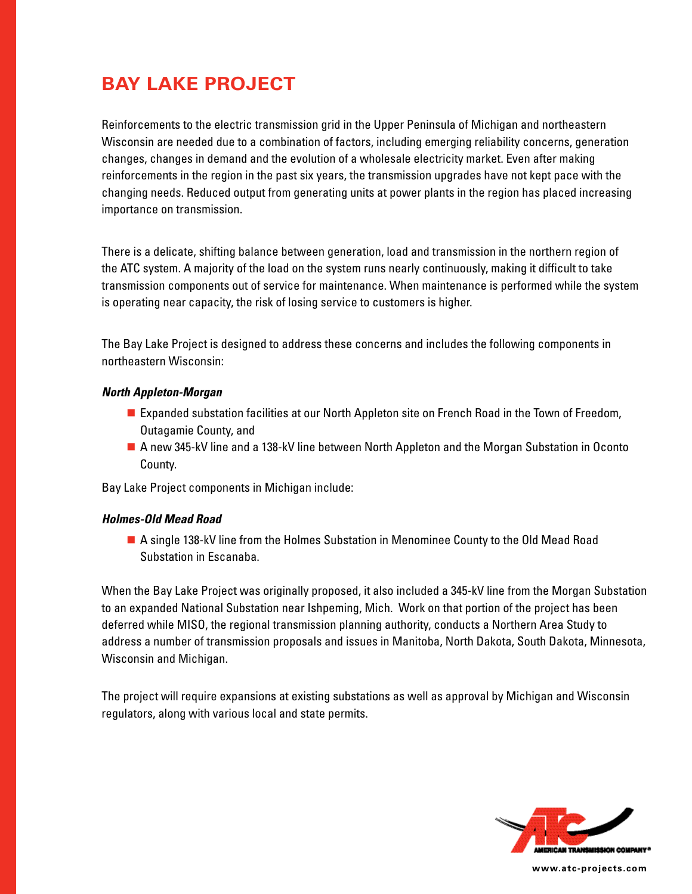# BAY LAKE PROJECT

Reinforcements to the electric transmission grid in the Upper Peninsula of Michigan and northeastern Wisconsin are needed due to a combination of factors, including emerging reliability concerns, generation changes, changes in demand and the evolution of a wholesale electricity market. Even after making reinforcements in the region in the past six years, the transmission upgrades have not kept pace with the changing needs. Reduced output from generating units at power plants in the region has placed increasing importance on transmission.

There is a delicate, shifting balance between generation, load and transmission in the northern region of the ATC system. A majority of the load on the system runs nearly continuously, making it difficult to take transmission components out of service for maintenance. When maintenance is performed while the system is operating near capacity, the risk of losing service to customers is higher.

The Bay Lake Project is designed to address these concerns and includes the following components in northeastern Wisconsin:

***North Appleton-Morgan***

- Expanded substation facilities at our North Appleton site on French Road in the Town of Freedom, Outagamie County, and
- A new 345-kV line and a 138-kV line between North Appleton and the Morgan Substation in Oconto County.

Bay Lake Project components in Michigan include:

***Holmes-Old Mead Road***

- A single 138-kV line from the Holmes Substation in Menominee County to the Old Mead Road Substation in Escanaba.

When the Bay Lake Project was originally proposed, it also included a 345-kV line from the Morgan Substation to an expanded National Substation near Ishpeming, Mich. Work on that portion of the project has been deferred while MISO, the regional transmission planning authority, conducts a Northern Area Study to address a number of transmission proposals and issues in Manitoba, North Dakota, South Dakota, Minnesota, Wisconsin and Michigan.

The project will require expansions at existing substations as well as approval by Michigan and Wisconsin regulators, along with various local and state permits.

AMERICAN TRANSMISSION COMPANY®

www.atc-projects.com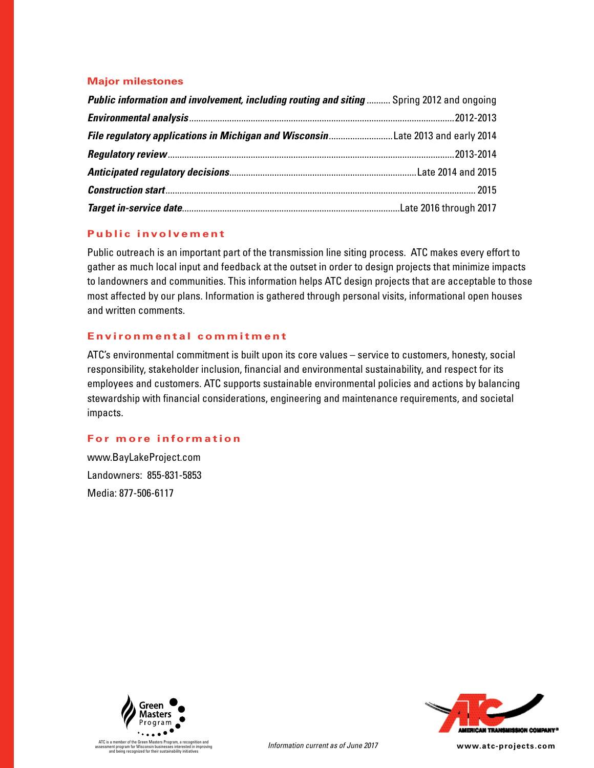## Major milestones

**_Public information and involvement, including routing and siting_** .......... Spring 2012 and ongoing

**_Environmental analysis_** .......... 2012-2013

**_File regulatory applications in Michigan and Wisconsin_** .......... Late 2013 and early 2014

**_Regulatory review_** .......... 2013-2014

**_Anticipated regulatory decisions_** .......... Late 2014 and 2015

**_Construction start_** .......... 2015

**_Target in-service date_** .......... Late 2016 through 2017

## Public involvement

Public outreach is an important part of the transmission line siting process. ATC makes every effort to gather as much local input and feedback at the outset in order to design projects that minimize impacts to landowners and communities. This information helps ATC design projects that are acceptable to those most affected by our plans. Information is gathered through personal visits, informational open houses and written comments.

## Environmental commitment

ATC's environmental commitment is built upon its core values – service to customers, honesty, social responsibility, stakeholder inclusion, financial and environmental sustainability, and respect for its employees and customers. ATC supports sustainable environmental policies and actions by balancing stewardship with financial considerations, engineering and maintenance requirements, and societal impacts.

## For more information

www.BayLakeProject.com

Landowners: 855-831-5853

Media: 877-506-6117

Green Masters Program

ATC is a member of the Green Masters Program, a recognition and assessment program for Wisconsin businesses interested in improving and being recognized for their sustainability initiatives

*Information current as of June 2017*

AMERICAN TRANSMISSION COMPANY®

www.atc-projects.com